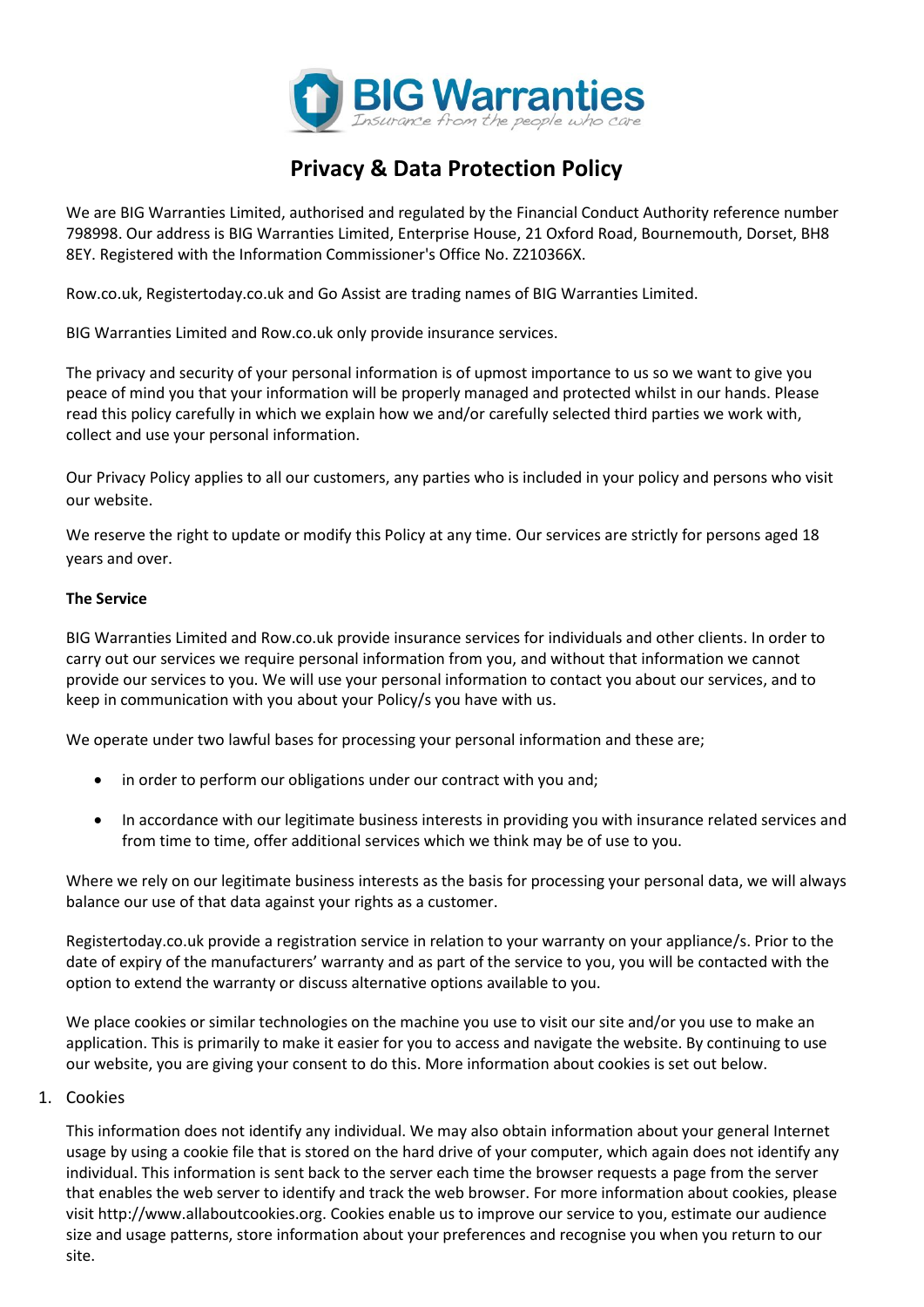# Privacy & Data Protection Policy

We are BIG Warranties Limited, authorised and regulated by the Financial Conduct Authority reference number 798998. Our address is BIG Warranties Limited, Enterprise House, 21 Oxford Road, Bournemouth, Dorset, BH8 8EY. Registered with the Information Commissioner's Office No. Z210366X.

Row.co.uk, Registertoday.co.uk and Go Assist are trading names of BIG Warranties Limited.

BIG Warranties Limited and Row.co.uk only provide insurance services.

The privacy and security of your personal information is of upmost importance to us so we want to give you peace of mind you that your information will be properly managed and protected whilst in our hands. Please read this policy carefully in which we explain how we and/or carefully selected third parties we work with, collect and use your personal information.

Our Privacy Policy applies to all our customers, any parties who is included in your policy and persons who visit our website.

We reserve the right to update or modify this Policy at any time. Our services are strictly for persons aged 18 years and over.

**The Service**

BIG Warranties Limited and Row.co.uk provide insurance services for individuals and other clients. In order to carry out our services we require personal information from you, and without that information we cannot provide our services to you. We will use your personal information to contact you about our services, and to keep in communication with you about your Policy/s you have with us.

We operate under two lawful bases for processing your personal information and these are;

- in order to perform our obligations under our contract with you and;
- In accordance with our legitimate business interests in providing you with insurance related services and from time to time, offer additional services which we think may be of use to you.

Where we rely on our legitimate business interests as the basis for processing your personal data, we will always balance our use of that data against your rights as a customer.

Registertoday.co.uk provide a registration service in relation to your warranty on your appliance/s. Prior to the date of expiry of the manufacturers' warranty and as part of the service to you, you will be contacted with the option to extend the warranty or discuss alternative options available to you.

We place cookies or similar technologies on the machine you use to visit our site and/or you use to make an application. This is primarily to make it easier for you to access and navigate the website. By continuing to use our website, you are giving your consent to do this. More information about cookies is set out below.

1. Cookies

This information does not identify any individual. We may also obtain information about your general Internet usage by using a cookie file that is stored on the hard drive of your computer, which again does not identify any individual. This information is sent back to the server each time the browser requests a page from the server that enables the web server to identify and track the web browser. For more information about cookies, please visit http://www.allaboutcookies.org. Cookies enable us to improve our service to you, estimate our audience size and usage patterns, store information about your preferences and recognise you when you return to our site.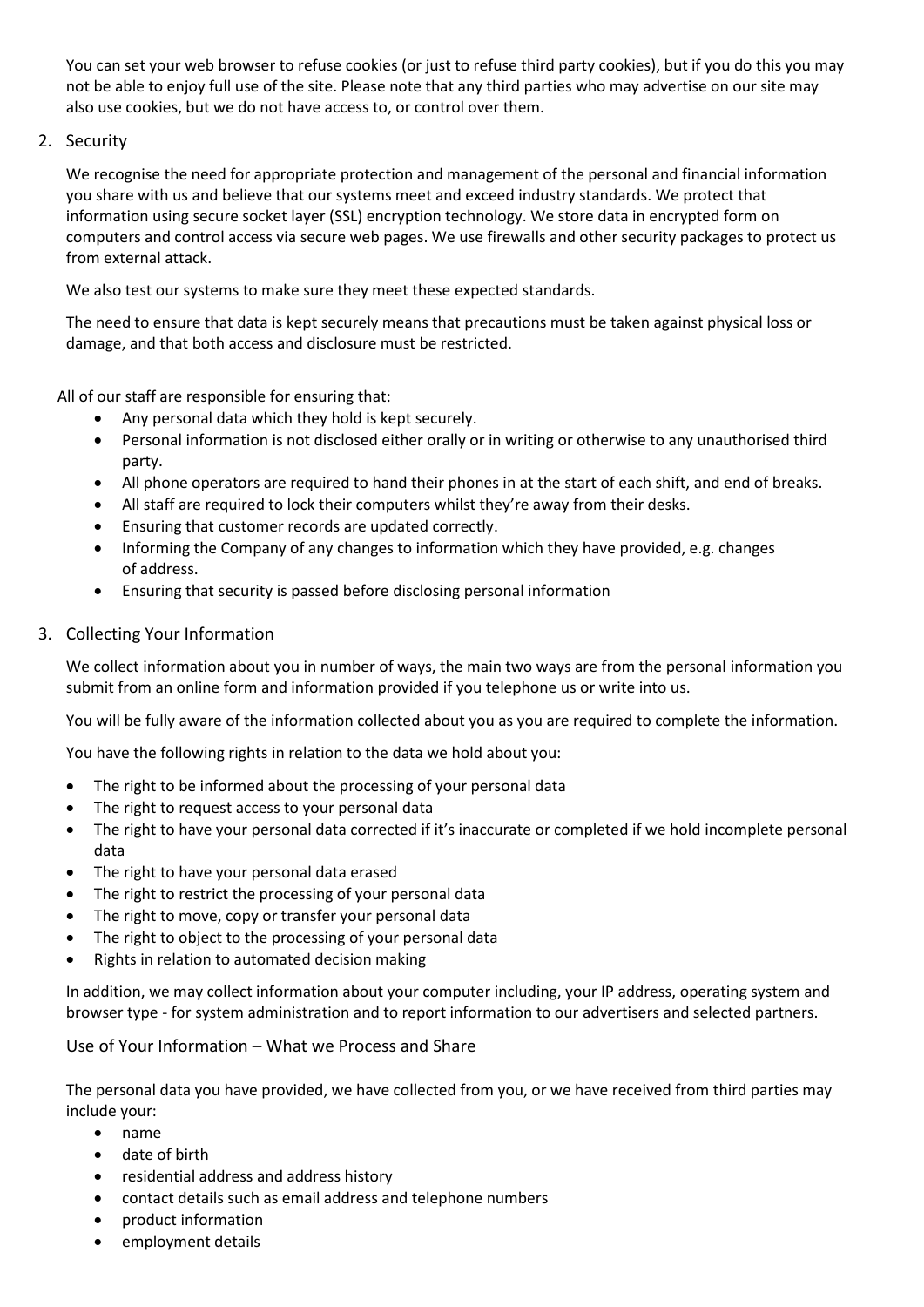You can set your web browser to refuse cookies (or just to refuse third party cookies), but if you do this you may not be able to enjoy full use of the site. Please note that any third parties who may advertise on our site may also use cookies, but we do not have access to, or control over them.

## 2. Security

We recognise the need for appropriate protection and management of the personal and financial information you share with us and believe that our systems meet and exceed industry standards. We protect that information using secure socket layer (SSL) encryption technology. We store data in encrypted form on computers and control access via secure web pages. We use firewalls and other security packages to protect us from external attack.

We also test our systems to make sure they meet these expected standards.

The need to ensure that data is kept securely means that precautions must be taken against physical loss or damage, and that both access and disclosure must be restricted.

All of our staff are responsible for ensuring that:

- Any personal data which they hold is kept securely.
- Personal information is not disclosed either orally or in writing or otherwise to any unauthorised third party.
- All phone operators are required to hand their phones in at the start of each shift, and end of breaks.
- All staff are required to lock their computers whilst they're away from their desks.
- Ensuring that customer records are updated correctly.
- Informing the Company of any changes to information which they have provided, e.g. changes of address.
- Ensuring that security is passed before disclosing personal information

## 3. Collecting Your Information

We collect information about you in number of ways, the main two ways are from the personal information you submit from an online form and information provided if you telephone us or write into us.

You will be fully aware of the information collected about you as you are required to complete the information.

You have the following rights in relation to the data we hold about you:

- The right to be informed about the processing of your personal data
- The right to request access to your personal data
- The right to have your personal data corrected if it's inaccurate or completed if we hold incomplete personal data
- The right to have your personal data erased
- The right to restrict the processing of your personal data
- The right to move, copy or transfer your personal data
- The right to object to the processing of your personal data
- Rights in relation to automated decision making

In addition, we may collect information about your computer including, your IP address, operating system and browser type - for system administration and to report information to our advertisers and selected partners.

### Use of Your Information – What we Process and Share

The personal data you have provided, we have collected from you, or we have received from third parties may include your:

- name
- date of birth
- residential address and address history
- contact details such as email address and telephone numbers
- product information
- employment details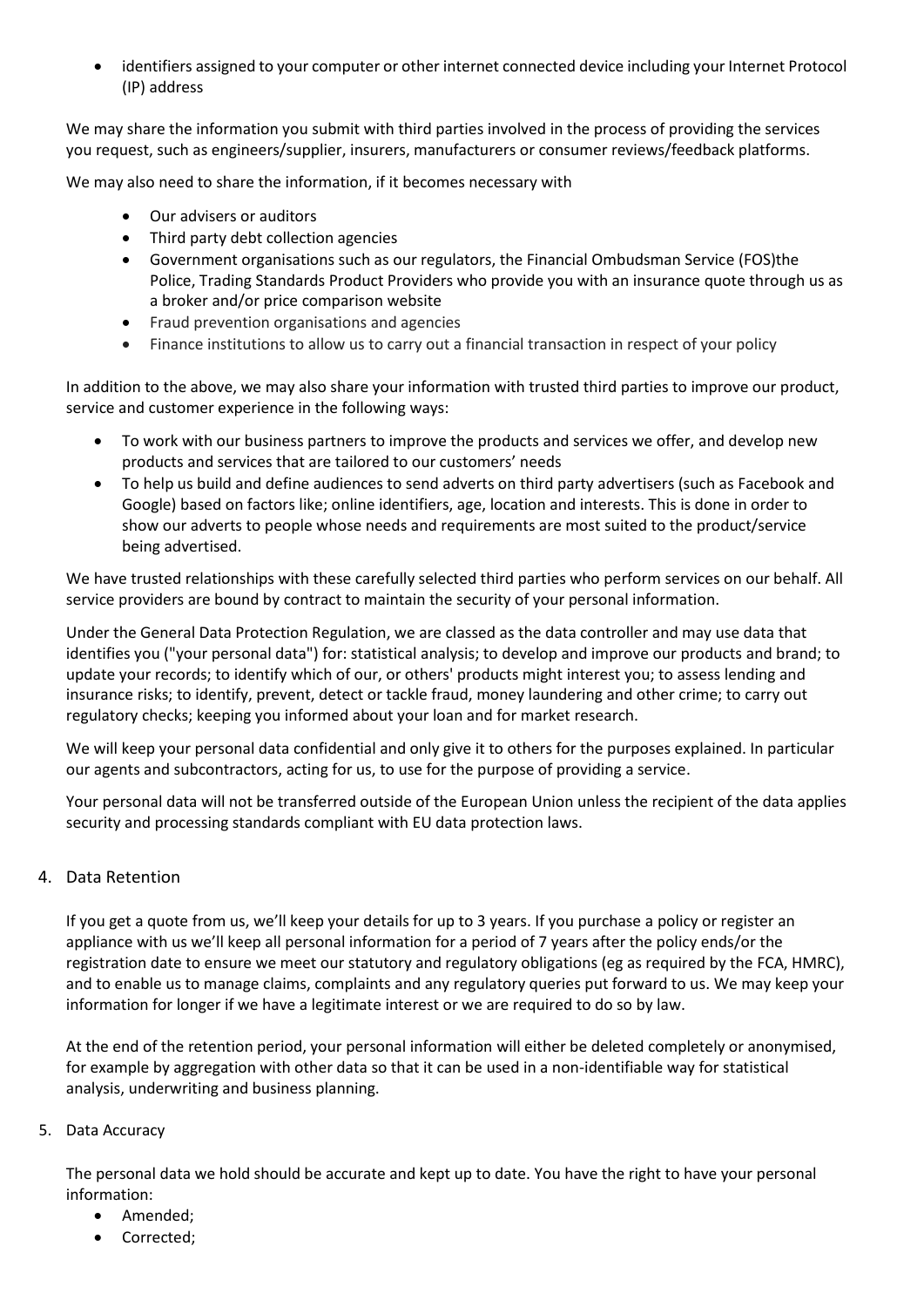- identifiers assigned to your computer or other internet connected device including your Internet Protocol (IP) address

We may share the information you submit with third parties involved in the process of providing the services you request, such as engineers/supplier, insurers, manufacturers or consumer reviews/feedback platforms.

We may also need to share the information, if it becomes necessary with

- Our advisers or auditors
- Third party debt collection agencies
- Government organisations such as our regulators, the Financial Ombudsman Service (FOS)the Police, Trading Standards Product Providers who provide you with an insurance quote through us as a broker and/or price comparison website
- Fraud prevention organisations and agencies
- Finance institutions to allow us to carry out a financial transaction in respect of your policy

In addition to the above, we may also share your information with trusted third parties to improve our product, service and customer experience in the following ways:

- To work with our business partners to improve the products and services we offer, and develop new products and services that are tailored to our customers' needs
- To help us build and define audiences to send adverts on third party advertisers (such as Facebook and Google) based on factors like; online identifiers, age, location and interests. This is done in order to show our adverts to people whose needs and requirements are most suited to the product/service being advertised.

We have trusted relationships with these carefully selected third parties who perform services on our behalf. All service providers are bound by contract to maintain the security of your personal information.

Under the General Data Protection Regulation, we are classed as the data controller and may use data that identifies you ("your personal data") for: statistical analysis; to develop and improve our products and brand; to update your records; to identify which of our, or others' products might interest you; to assess lending and insurance risks; to identify, prevent, detect or tackle fraud, money laundering and other crime; to carry out regulatory checks; keeping you informed about your loan and for market research.

We will keep your personal data confidential and only give it to others for the purposes explained. In particular our agents and subcontractors, acting for us, to use for the purpose of providing a service.

Your personal data will not be transferred outside of the European Union unless the recipient of the data applies security and processing standards compliant with EU data protection laws.

## 4. Data Retention

If you get a quote from us, we'll keep your details for up to 3 years. If you purchase a policy or register an appliance with us we'll keep all personal information for a period of 7 years after the policy ends/or the registration date to ensure we meet our statutory and regulatory obligations (eg as required by the FCA, HMRC), and to enable us to manage claims, complaints and any regulatory queries put forward to us. We may keep your information for longer if we have a legitimate interest or we are required to do so by law.

At the end of the retention period, your personal information will either be deleted completely or anonymised, for example by aggregation with other data so that it can be used in a non-identifiable way for statistical analysis, underwriting and business planning.

## 5. Data Accuracy

The personal data we hold should be accurate and kept up to date. You have the right to have your personal information:

- Amended;
- Corrected;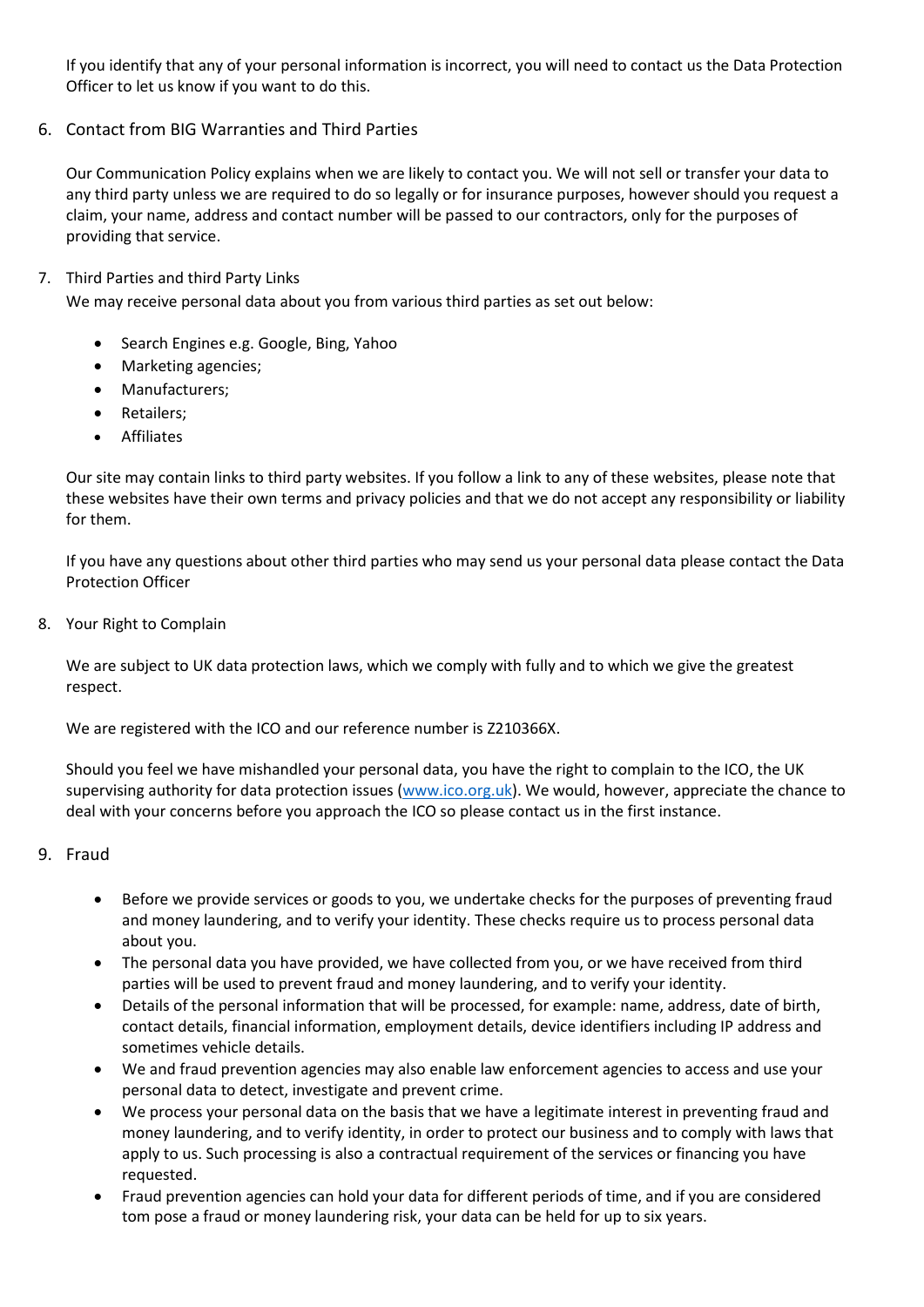If you identify that any of your personal information is incorrect, you will need to contact us the Data Protection Officer to let us know if you want to do this.

## 6. Contact from BIG Warranties and Third Parties

Our Communication Policy explains when we are likely to contact you. We will not sell or transfer your data to any third party unless we are required to do so legally or for insurance purposes, however should you request a claim, your name, address and contact number will be passed to our contractors, only for the purposes of providing that service.

## 7. Third Parties and third Party Links

We may receive personal data about you from various third parties as set out below:

- Search Engines e.g. Google, Bing, Yahoo
- Marketing agencies;
- Manufacturers;
- Retailers;
- Affiliates

Our site may contain links to third party websites. If you follow a link to any of these websites, please note that these websites have their own terms and privacy policies and that we do not accept any responsibility or liability for them.

If you have any questions about other third parties who may send us your personal data please contact the Data Protection Officer

## 8. Your Right to Complain

We are subject to UK data protection laws, which we comply with fully and to which we give the greatest respect.

We are registered with the ICO and our reference number is Z210366X.

Should you feel we have mishandled your personal data, you have the right to complain to the ICO, the UK supervising authority for data protection issues (www.ico.org.uk). We would, however, appreciate the chance to deal with your concerns before you approach the ICO so please contact us in the first instance.

## 9. Fraud

- Before we provide services or goods to you, we undertake checks for the purposes of preventing fraud and money laundering, and to verify your identity. These checks require us to process personal data about you.
- The personal data you have provided, we have collected from you, or we have received from third parties will be used to prevent fraud and money laundering, and to verify your identity.
- Details of the personal information that will be processed, for example: name, address, date of birth, contact details, financial information, employment details, device identifiers including IP address and sometimes vehicle details.
- We and fraud prevention agencies may also enable law enforcement agencies to access and use your personal data to detect, investigate and prevent crime.
- We process your personal data on the basis that we have a legitimate interest in preventing fraud and money laundering, and to verify identity, in order to protect our business and to comply with laws that apply to us. Such processing is also a contractual requirement of the services or financing you have requested.
- Fraud prevention agencies can hold your data for different periods of time, and if you are considered tom pose a fraud or money laundering risk, your data can be held for up to six years.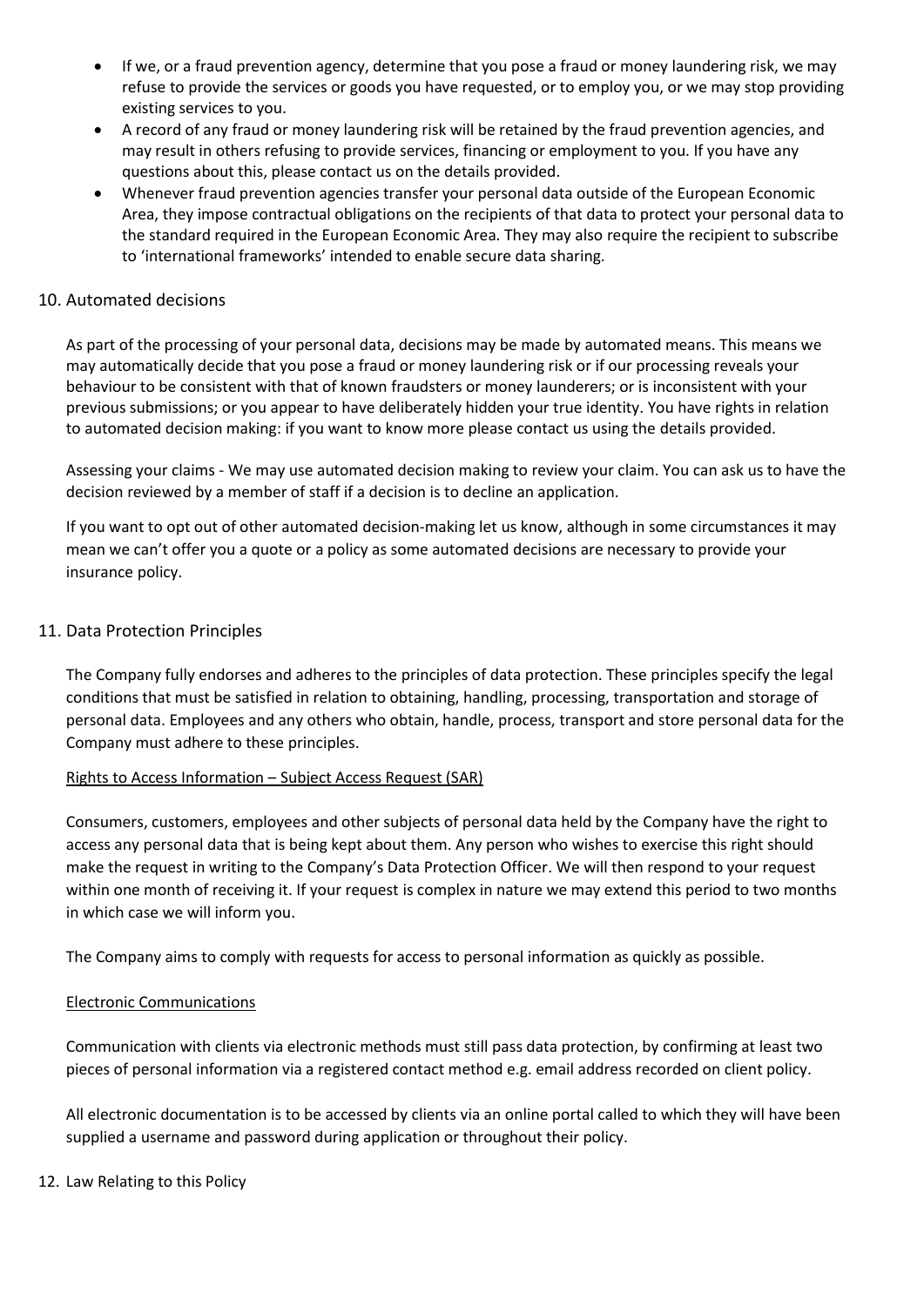- If we, or a fraud prevention agency, determine that you pose a fraud or money laundering risk, we may refuse to provide the services or goods you have requested, or to employ you, or we may stop providing existing services to you.
- A record of any fraud or money laundering risk will be retained by the fraud prevention agencies, and may result in others refusing to provide services, financing or employment to you. If you have any questions about this, please contact us on the details provided.
- Whenever fraud prevention agencies transfer your personal data outside of the European Economic Area, they impose contractual obligations on the recipients of that data to protect your personal data to the standard required in the European Economic Area. They may also require the recipient to subscribe to 'international frameworks' intended to enable secure data sharing.

## 10. Automated decisions

As part of the processing of your personal data, decisions may be made by automated means. This means we may automatically decide that you pose a fraud or money laundering risk or if our processing reveals your behaviour to be consistent with that of known fraudsters or money launderers; or is inconsistent with your previous submissions; or you appear to have deliberately hidden your true identity. You have rights in relation to automated decision making: if you want to know more please contact us using the details provided.

Assessing your claims - We may use automated decision making to review your claim. You can ask us to have the decision reviewed by a member of staff if a decision is to decline an application.

If you want to opt out of other automated decision-making let us know, although in some circumstances it may mean we can't offer you a quote or a policy as some automated decisions are necessary to provide your insurance policy.

## 11. Data Protection Principles

The Company fully endorses and adheres to the principles of data protection. These principles specify the legal conditions that must be satisfied in relation to obtaining, handling, processing, transportation and storage of personal data. Employees and any others who obtain, handle, process, transport and store personal data for the Company must adhere to these principles.

Rights to Access Information – Subject Access Request (SAR)

Consumers, customers, employees and other subjects of personal data held by the Company have the right to access any personal data that is being kept about them. Any person who wishes to exercise this right should make the request in writing to the Company's Data Protection Officer. We will then respond to your request within one month of receiving it. If your request is complex in nature we may extend this period to two months in which case we will inform you.

The Company aims to comply with requests for access to personal information as quickly as possible.

Electronic Communications

Communication with clients via electronic methods must still pass data protection, by confirming at least two pieces of personal information via a registered contact method e.g. email address recorded on client policy.

All electronic documentation is to be accessed by clients via an online portal called to which they will have been supplied a username and password during application or throughout their policy.

## 12. Law Relating to this Policy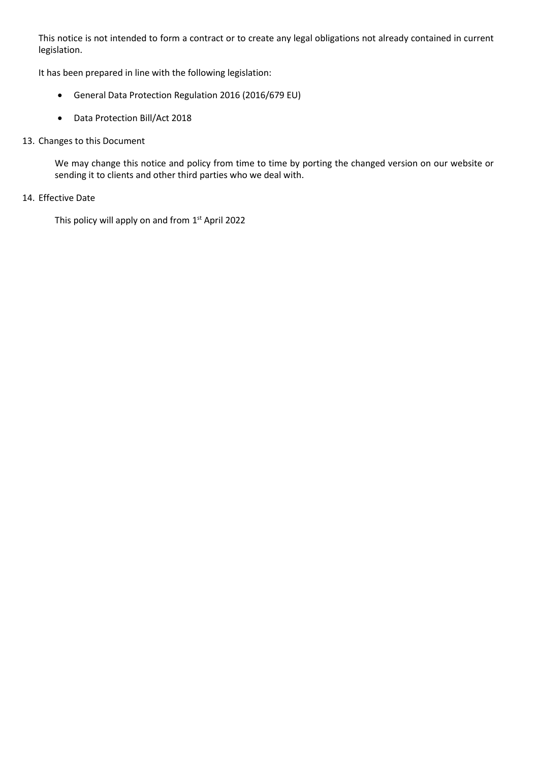This notice is not intended to form a contract or to create any legal obligations not already contained in current legislation.

It has been prepared in line with the following legislation:

- General Data Protection Regulation 2016 (2016/679 EU)
- Data Protection Bill/Act 2018

## 13. Changes to this Document

We may change this notice and policy from time to time by porting the changed version on our website or sending it to clients and other third parties who we deal with.

## 14. Effective Date

This policy will apply on and from 1st April 2022